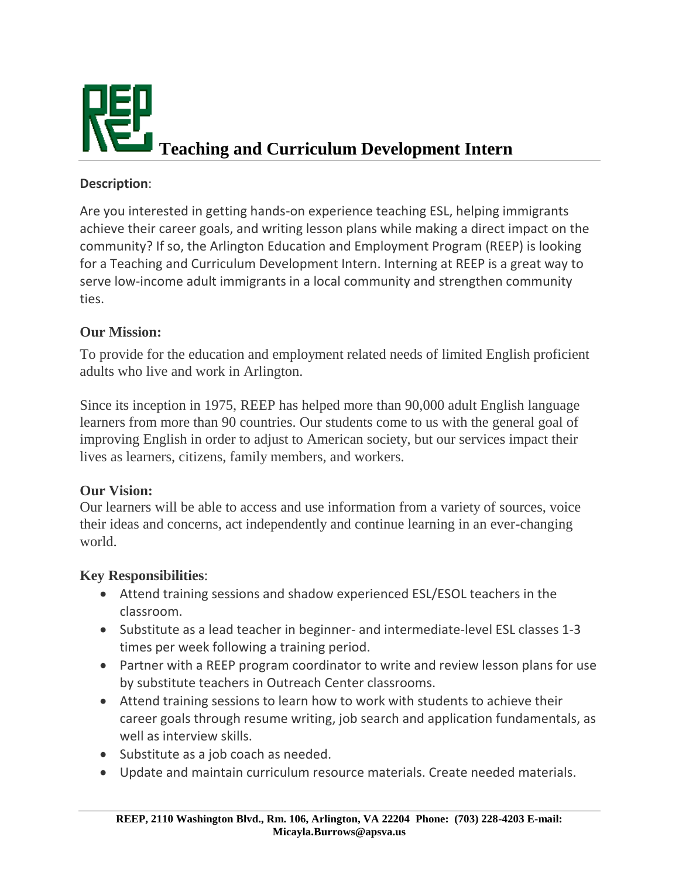# Teaching and Curriculum Development Intern

**Description**:

Are you interested in getting hands-on experience teaching ESL, helping immigrants achieve their career goals, and writing lesson plans while making a direct impact on the community? If so, the Arlington Education and Employment Program (REEP) is looking for a Teaching and Curriculum Development Intern. Interning at REEP is a great way to serve low-income adult immigrants in a local community and strengthen community ties.

**Our Mission:**

To provide for the education and employment related needs of limited English proficient adults who live and work in Arlington.

Since its inception in 1975, REEP has helped more than 90,000 adult English language learners from more than 90 countries. Our students come to us with the general goal of improving English in order to adjust to American society, but our services impact their lives as learners, citizens, family members, and workers.

**Our Vision:**

Our learners will be able to access and use information from a variety of sources, voice their ideas and concerns, act independently and continue learning in an ever-changing world.

**Key Responsibilities**:

- Attend training sessions and shadow experienced ESL/ESOL teachers in the classroom.
- Substitute as a lead teacher in beginner- and intermediate-level ESL classes 1-3 times per week following a training period.
- Partner with a REEP program coordinator to write and review lesson plans for use by substitute teachers in Outreach Center classrooms.
- Attend training sessions to learn how to work with students to achieve their career goals through resume writing, job search and application fundamentals, as well as interview skills.
- Substitute as a job coach as needed.
- Update and maintain curriculum resource materials. Create needed materials.

**REEP, 2110 Washington Blvd., Rm. 106, Arlington, VA 22204 Phone: (703) 228-4203 E-mail: Micayla.Burrows@apsva.us**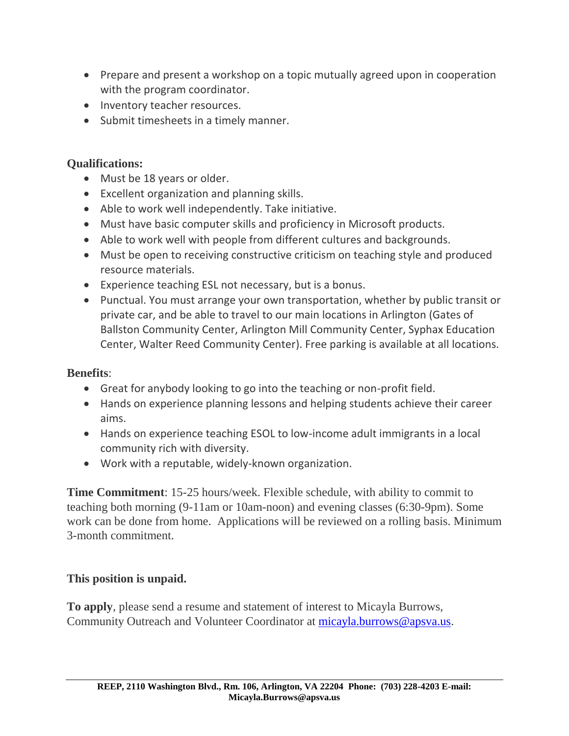- Prepare and present a workshop on a topic mutually agreed upon in cooperation with the program coordinator.
- Inventory teacher resources.
- Submit timesheets in a timely manner.

**Qualifications:**

- Must be 18 years or older.
- Excellent organization and planning skills.
- Able to work well independently. Take initiative.
- Must have basic computer skills and proficiency in Microsoft products.
- Able to work well with people from different cultures and backgrounds.
- Must be open to receiving constructive criticism on teaching style and produced resource materials.
- Experience teaching ESL not necessary, but is a bonus.
- Punctual. You must arrange your own transportation, whether by public transit or private car, and be able to travel to our main locations in Arlington (Gates of Ballston Community Center, Arlington Mill Community Center, Syphax Education Center, Walter Reed Community Center). Free parking is available at all locations.

**Benefits**:

- Great for anybody looking to go into the teaching or non-profit field.
- Hands on experience planning lessons and helping students achieve their career aims.
- Hands on experience teaching ESOL to low-income adult immigrants in a local community rich with diversity.
- Work with a reputable, widely-known organization.

**Time Commitment**: 15-25 hours/week. Flexible schedule, with ability to commit to teaching both morning (9-11am or 10am-noon) and evening classes (6:30-9pm). Some work can be done from home. Applications will be reviewed on a rolling basis. Minimum 3-month commitment.

**This position is unpaid.**

**To apply**, please send a resume and statement of interest to Micayla Burrows, Community Outreach and Volunteer Coordinator at micayla.burrows@apsva.us.

**REEP, 2110 Washington Blvd., Rm. 106, Arlington, VA 22204 Phone: (703) 228-4203 E-mail: Micayla.Burrows@apsva.us**